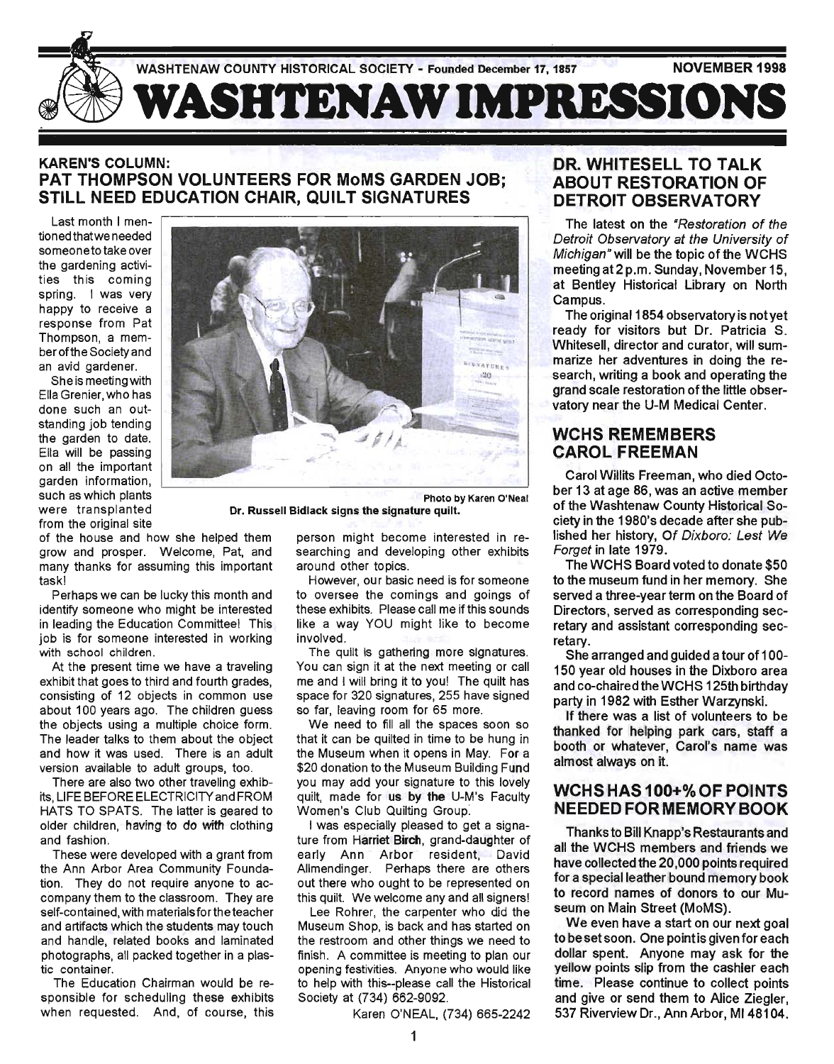WASHTENAW COUNTY HISTORICAL SOCIETY - Founded December 17, 1857 NOVEMBER 1998

# WASHTENAW IMPRESSIONS

## KAREN'S COLUMN: PAT THOMPSON VOLUNTEERS FOR MoMS GARDEN JOB; STILL NEED EDUCATION CHAIR, QUILT SIGNATURES

Last month I mentioned that we needed someone to take over the gardening activities this coming spring. I was very happy to receive a response from Pat Thompson, a member of the Society and an avid gardener.

She is meeting with Ella Grenier, who has done such an outstanding job tending the garden to date. Ella will be passing on all the important garden information, such as which plants were transplanted from the original site of the house and how she helped them grow and prosper. Welcome, Pat, and many thanks for assuming this important task!

Photo by Karen O'Neal

Dr. Russell Bidlack signs the signature quilt.

Perhaps we can be lucky this month and identify someone who might be interested in leading the Education Committee! This job is for someone interested in working with school children.

At the present time we have a traveling exhibit that goes to third and fourth grades, consisting of 12 objects in common use about 100 years ago. The children guess the objects using a multiple choice form. The leader talks to them about the object and how it was used. There is an adult version available to adult groups, too.

There are also two other traveling exhibits, LIFE BEFORE ELECTRICITY and FROM HATS TO SPATS. The latter is geared to older children, having to do with clothing and fashion.

These were developed with a grant from the Ann Arbor Area Community Foundation. They do not require anyone to accompany them to the classroom. They are self-contained, with materials for the teacher and artifacts which the students may touch and handle, related books and laminated photographs, all packed together in a plastic container.

The Education Chairman would be responsible for scheduling these exhibits when requested. And, of course, this person might become interested in researching and developing other exhibits around other topics.

However, our basic need is for someone to oversee the comings and goings of these exhibits. Please call me if this sounds like a way YOU might like to become involved.

The quilt is gathering more signatures. You can sign it at the next meeting or call me and I will bring it to you! The quilt has space for 320 signatures, 255 have signed so far, leaving room for 65 more.

We need to fill all the spaces soon so that it can be quilted in time to be hung in the Museum when it opens in May. For a $20 donation to the Museum Building Fund you may add your signature to this lovely quilt, made for us by the U-M's Faculty Women's Club Quilting Group.

I was especially pleased to get a signature from Harriet Birch, grand-daughter of early Ann Arbor resident, David Allmendinger. Perhaps there are others out there who ought to be represented on this quilt. We welcome any and all signers!

Lee Rohrer, the carpenter who did the Museum Shop, is back and has started on the restroom and other things we need to finish. A committee is meeting to plan our opening festivities. Anyone who would like to help with this--please call the Historical Society at (734) 662-9092.

Karen O'NEAL, (734) 665-2242

## DR. WHITESELL TO TALK ABOUT RESTORATION OF DETROIT OBSERVATORY

The latest on the *"Restoration of the Detroit Observatory at the University of Michigan"* will be the topic of the WCHS meeting at 2 p.m. Sunday, November 15, at Bentley Historical Library on North Campus.

The original 1854 observatory is not yet ready for visitors but Dr. Patricia S. Whitesell, director and curator, will summarize her adventures in doing the research, writing a book and operating the grand scale restoration of the little observatory near the U-M Medical Center.

## WCHS REMEMBERS CAROL FREEMAN

Carol Willits Freeman, who died October 13 at age 86, was an active member of the Washtenaw County Historical Society in the 1980's decade after she published her history, *Of Dixboro: Lest We Forget* in late 1979.

The WCHS Board voted to donate $50 to the museum fund in her memory. She served a three-year term on the Board of Directors, served as corresponding secretary and assistant corresponding secretary.

She arranged and guided a tour of 100-150 year old houses in the Dixboro area and co-chaired the WCHS 125th birthday party in 1982 with Esther Warzynski.

If there was a list of volunteers to be thanked for helping park cars, staff a booth or whatever, Carol's name was almost always on it.

## WCHS HAS 100+% OF POINTS NEEDED FOR MEMORY BOOK

Thanks to Bill Knapp's Restaurants and all the WCHS members and friends we have collected the 20,000 points required for a special leather bound memory book to record names of donors to our Museum on Main Street (MoMS).

We even have a start on our next goal to be set soon. One point is given for each dollar spent. Anyone may ask for the yellow points slip from the cashier each time. Please continue to collect points and give or send them to Alice Ziegler, 537 Riverview Dr., Ann Arbor, MI 48104.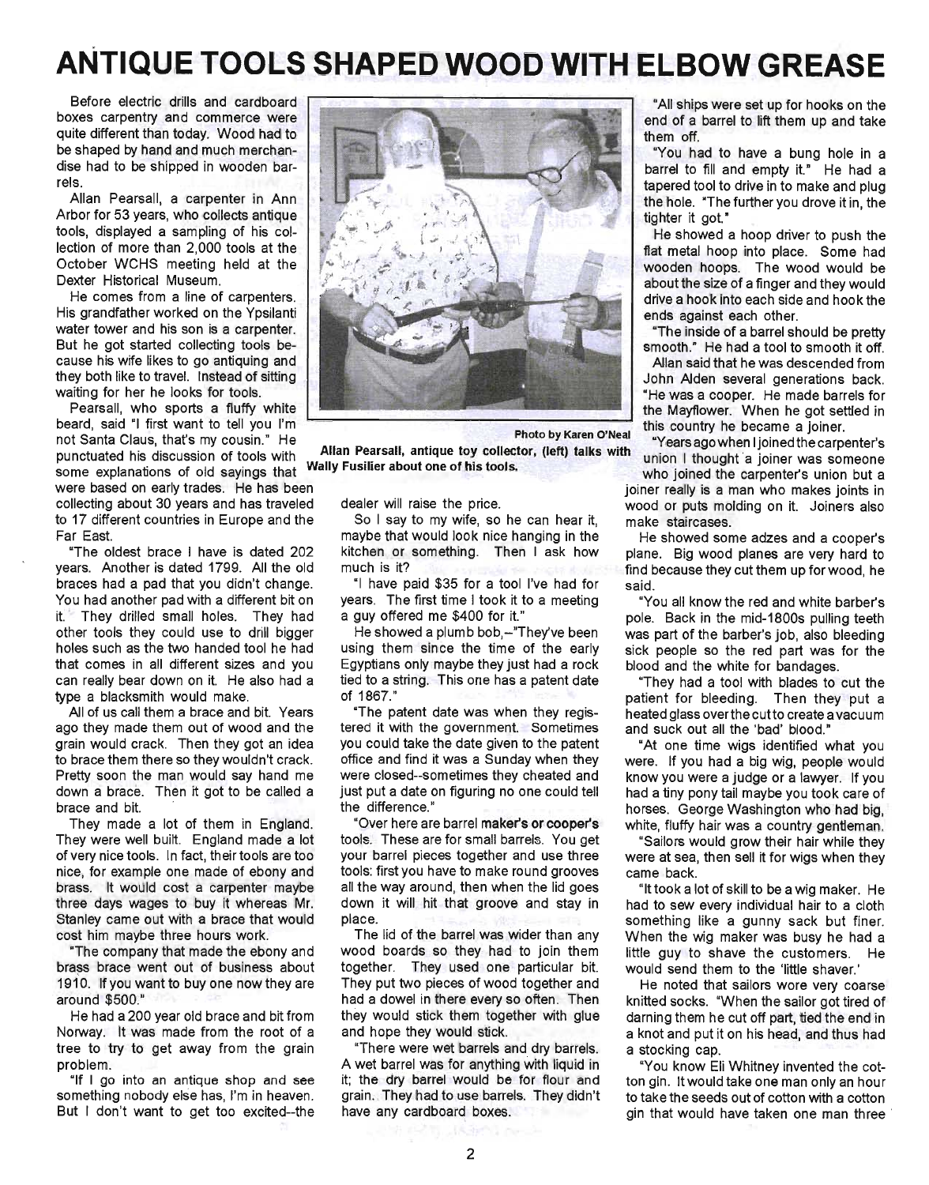# ANTIQUE TOOLS SHAPED WOOD WITH ELBOW GREASE

Before electric drills and cardboard boxes carpentry and commerce were quite different than today. Wood had to be shaped by hand and much merchandise had to be shipped in wooden barrels.

Allan Pearsall, a carpenter in Ann Arbor for 53 years, who collects antique tools, displayed a sampling of his collection of more than 2,000 tools at the October WCHS meeting held at the Dexter Historical Museum.

He comes from a line of carpenters. His grandfather worked on the Ypsilanti water tower and his son is a carpenter. But he got started collecting tools because his wife likes to go antiquing and they both like to travel. Instead of sitting waiting for her he looks for tools.

Pearsall, who sports a fluffy white beard, said "I first want to tell you I'm not Santa Claus, that's my cousin." He punctuated his discussion of tools with some explanations of old sayings that were based on early trades. He has been collecting about 30 years and has traveled to 17 different countries in Europe and the Far East.

"The oldest brace I have is dated 202 years. Another is dated 1799. All the old braces had a pad that you didn't change. You had another pad with a different bit on it. They drilled small holes. They had other tools they could use to drill bigger holes such as the two handed tool he had that comes in all different sizes and you can really bear down on it. He also had a type a blacksmith would make.

All of us call them a brace and bit. Years ago they made them out of wood and the grain would crack. Then they got an idea to brace them there so they wouldn't crack. Pretty soon the man would say hand me down a brace. Then it got to be called a brace and bit.

They made a lot of them in England. They were well built. England made a lot of very nice tools. In fact, their tools are too nice, for example one made of ebony and brass. It would cost a carpenter maybe three days wages to buy it whereas Mr. Stanley came out with a brace that would cost him maybe three hours work.

"The company that made the ebony and brass brace went out of business about 1910. If you want to buy one now they are around $500."

He had a 200 year old brace and bit from Norway. It was made from the root of a tree to try to get away from the grain problem.

"If I go into an antique shop and see something nobody else has, I'm in heaven. But I don't want to get too excited--the dealer will raise the price.

So I say to my wife, so he can hear it, maybe that would look nice hanging in the kitchen or something. Then I ask how much is it?

"I have paid $35 for a tool I've had for years. The first time I took it to a meeting a guy offered me $400 for it."

He showed a plumb bob,–"They've been using them since the time of the early Egyptians only maybe they just had a rock tied to a string. This one has a patent date of 1867."

"The patent date was when they registered it with the government. Sometimes you could take the date given to the patent office and find it was a Sunday when they were closed--sometimes they cheated and just put a date on figuring no one could tell the difference."

"Over here are barrel maker's or cooper's tools. These are for small barrels. You get your barrel pieces together and use three tools: first you have to make round grooves all the way around, then when the lid goes down it will hit that groove and stay in place.

The lid of the barrel was wider than any wood boards so they had to join them together. They used one particular bit. They put two pieces of wood together and had a dowel in there every so often. Then they would stick them together with glue and hope they would stick.

"There were wet barrels and dry barrels. A wet barrel was for anything with liquid in it; the dry barrel would be for flour and grain. They had to use barrels. They didn't have any cardboard boxes.

Photo by Karen O'Neal

**Allan Pearsall, antique toy collector, (left) talks with Wally Fusilier about one of his tools.**

"All ships were set up for hooks on the end of a barrel to lift them up and take them off.

"You had to have a bung hole in a barrel to fill and empty it." He had a tapered tool to drive in to make and plug the hole. "The further you drove it in, the tighter it got."

He showed a hoop driver to push the flat metal hoop into place. Some had wooden hoops. The wood would be about the size of a finger and they would drive a hook into each side and hook the ends against each other.

"The inside of a barrel should be pretty smooth." He had a tool to smooth it off.

Allan said that he was descended from John Alden several generations back. "He was a cooper. He made barrels for the Mayflower. When he got settled in this country he became a joiner.

"Years ago when I joined the carpenter's union I thought a joiner was someone who joined the carpenter's union but a joiner really is a man who makes joints in wood or puts molding on it. Joiners also make staircases.

He showed some adzes and a cooper's plane. Big wood planes are very hard to find because they cut them up for wood, he said.

"You all know the red and white barber's pole. Back in the mid-1800s pulling teeth was part of the barber's job, also bleeding sick people so the red part was for the blood and the white for bandages.

"They had a tool with blades to cut the patient for bleeding. Then they put a heated glass over the cut to create a vacuum and suck out all the 'bad' blood."

"At one time wigs identified what you were. If you had a big wig, people would know you were a judge or a lawyer. If you had a tiny pony tail maybe you took care of horses. George Washington who had big, white, fluffy hair was a country gentleman.

"Sailors would grow their hair while they were at sea, then sell it for wigs when they came back.

"It took a lot of skill to be a wig maker. He had to sew every individual hair to a cloth something like a gunny sack but finer. When the wig maker was busy he had a little guy to shave the customers. He would send them to the 'little shaver.'

He noted that sailors wore very coarse knitted socks. "When the sailor got tired of darning them he cut off part, tied the end in a knot and put it on his head, and thus had a stocking cap.

"You know Eli Whitney invented the cotton gin. It would take one man only an hour to take the seeds out of cotton with a cotton gin that would have taken one man three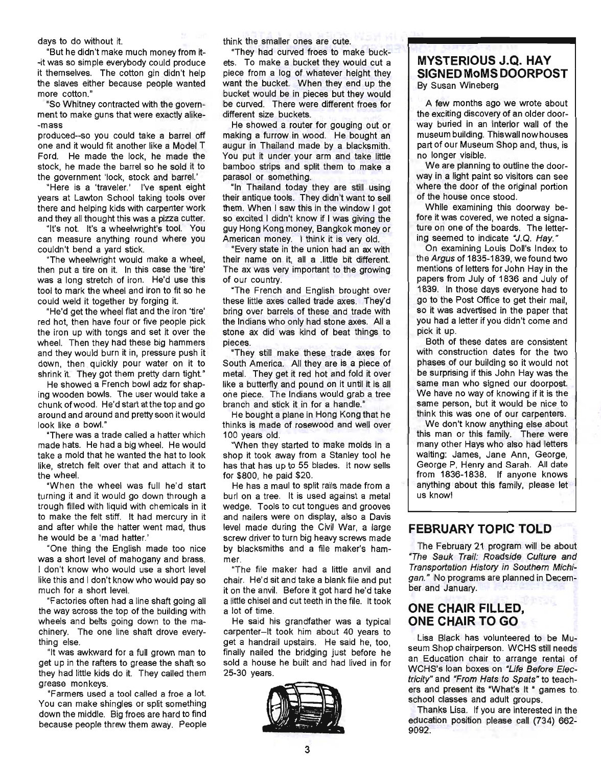days to do without it.

"But he didn't make much money from it--it was so simple everybody could produce it themselves. The cotton gin didn't help the slaves either because people wanted more cotton."

"So Whitney contracted with the government to make guns that were exactly alike--mass produced--so you could take a barrel off one and it would fit another like a Model T Ford. He made the lock, he made the stock, he made the barrel so he sold it to the government 'lock, stock and barrel.'

"Here is a 'traveler.' I've spent eight years at Lawton School taking tools over there and helping kids with carpenter work and they all thought this was a pizza cutter.

"It's not. It's a wheelwright's tool. You can measure anything round where you couldn't bend a yard stick.

"The wheelwright would make a wheel, then put a tire on it. In this case the 'tire' was a long stretch of iron. He'd use this tool to mark the wheel and iron to fit so he could weld it together by forging it.

"He'd get the wheel flat and the iron 'tire' red hot, then have four or five people pick the iron up with tongs and set it over the wheel. Then they had these big hammers and they would burn it in, pressure push it down, then quickly pour water on it to shrink it. They got them pretty darn tight."

He showed a French bowl adz for shaping wooden bowls. The user would take a chunk of wood. He'd start at the top and go around and around and pretty soon it would look like a bowl."

"There was a trade called a hatter which made hats. He had a big wheel. He would take a mold that he wanted the hat to look like, stretch felt over that and attach it to the wheel.

"When the wheel was full he'd start turning it and it would go down through a trough filled with liquid with chemicals in it to make the felt stiff. It had mercury in it and after while the hatter went mad, thus he would be a 'mad hatter.'

"One thing the English made too nice was a short level of mahogany and brass. I don't know who would use a short level like this and I don't know who would pay so much for a short level.

"Factories often had a line shaft going all the way across the top of the building with wheels and belts going down to the machinery. The one line shaft drove everything else.

"It was awkward for a full grown man to get up in the rafters to grease the shaft so they had little kids do it. They called them grease monkeys.

"Farmers used a tool called a froe a lot. You can make shingles or split something down the middle. Big froes are hard to find because people threw them away. People think the smaller ones are cute.

"They had curved froes to make buckets. To make a bucket they would cut a piece from a log of whatever height they want the bucket. When they end up the bucket would be in pieces but they would be curved. There were different froes for different size buckets.

He showed a router for gouging out or making a furrow in wood. He bought an augur in Thailand made by a blacksmith. You put it under your arm and take little bamboo strips and split them to make a parasol or something.

"In Thailand today they are still using their antique tools. They didn't want to sell them. When I saw this in the window I got so excited I didn't know if I was giving the guy Hong Kong money, Bangkok money or American money. I think it is very old.

"Every state in the union had an ax with their name on it, all a little bit different. The ax was very important to the growing of our country.

"The French and English brought over these little axes called trade axes. They'd bring over barrels of these and trade with the Indians who only had stone axes. All a stone ax did was kind of beat things to pieces.

"They still make these trade axes for South America. All they are is a piece of metal. They get it red hot and fold it over like a butterfly and pound on it until it is all one piece. The Indians would grab a tree branch and stick it in for a handle."

He bought a plane in Hong Kong that he thinks is made of rosewood and well over 100 years old.

"When they started to make molds in a shop it took away from a Stanley tool he has that has up to 55 blades. It now sells for $800, he paid $20.

He has a maul to split rails made from a burl on a tree. It is used against a metal wedge. Tools to cut tongues and grooves and nailers were on display, also a Davis level made during the Civil War, a large screw driver to turn big heavy screws made by blacksmiths and a file maker's hammer.

"The file maker had a little anvil and chair. He'd sit and take a blank file and put it on the anvil. Before it got hard he'd take a little chisel and cut teeth in the file. It took a lot of time.

He said his grandfather was a typical carpenter--It took him about 40 years to get a handrail upstairs. He said he, too, finally nailed the bridging just before he sold a house he built and had lived in for 25-30 years.

## MYSTERIOUS J.Q. HAY SIGNED MoMS DOORPOST

By Susan Wineberg

A few months ago we wrote about the exciting discovery of an older doorway buried in an interior wall of the museum building. This wall now houses part of our Museum Shop and, thus, is no longer visible.

We are planning to outline the doorway in a light paint so visitors can see where the door of the original portion of the house once stood.

While examining this doorway before it was covered, we noted a signature on one of the boards. The lettering seemed to indicate *"J.Q. Hay."*

On examining Louis Doll's Index to the *Argus* of 1835-1839, we found two mentions of letters for John Hay in the papers from July of 1836 and July of 1839. In those days everyone had to go to the Post Office to get their mail, so it was advertised in the paper that you had a letter if you didn't come and pick it up.

Both of these dates are consistent with construction dates for the two phases of our building so it would not be surprising if this John Hay was the same man who signed our doorpost. We have no way of knowing if it is the same person, but it would be nice to think this was one of our carpenters.

We don't know anything else about this man or this family. There were many other Hays who also had letters waiting: James, Jane Ann, George, George P, Henry and Sarah. All date from 1836-1838. If anyone knows anything about this family, please let us know!

## FEBRUARY TOPIC TOLD

The February 21 program will be about *"The Sauk Trail: Roadside Culture and Transportation History in Southern Michigan."* No programs are planned in December and January.

## ONE CHAIR FILLED, ONE CHAIR TO GO

Lisa Black has volunteered to be Museum Shop chairperson. WCHS still needs an Education chair to arrange rental of WCHS's loan boxes on *"Life Before Electricity"* and *"From Hats to Spats"* to teachers and present its "What's It" games to school classes and adult groups.

Thanks Lisa. If you are interested in the education position please call (734) 662-9092.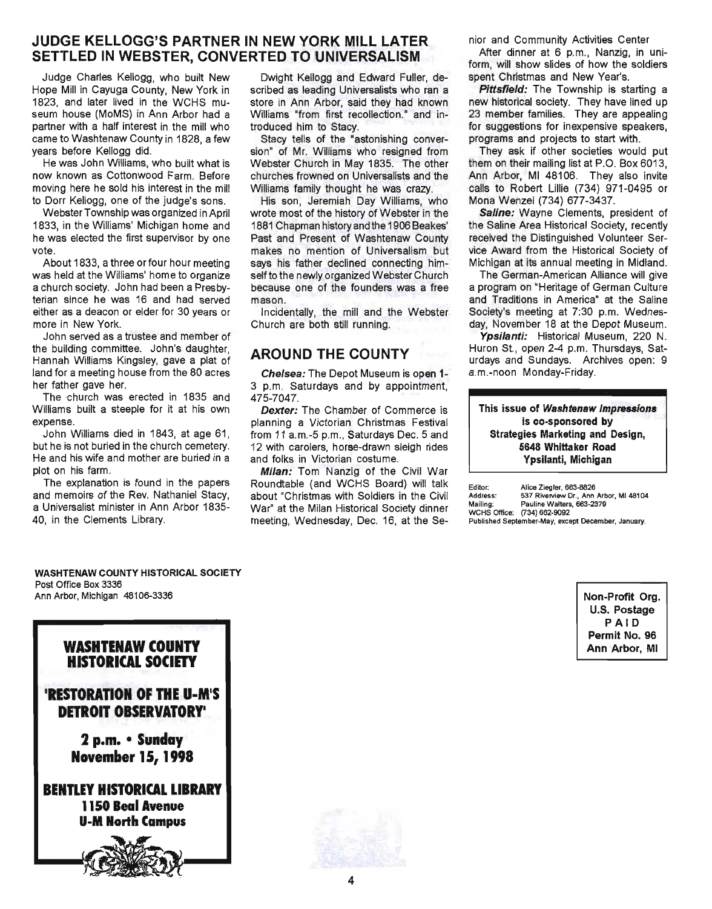## JUDGE KELLOGG'S PARTNER IN NEW YORK MILL LATER SETTLED IN WEBSTER, CONVERTED TO UNIVERSALISM

Judge Charles Kellogg, who built New Hope Mill in Cayuga County, New York in 1823, and later lived in the WCHS museum house (MoMS) in Ann Arbor had a partner with a half interest in the mill who came to Washtenaw County in 1828, a few years before Kellogg did.

He was John Williams, who built what is now known as Cottonwood Farm. Before moving here he sold his interest in the mill to Dorr Kellogg, one of the judge's sons.

Webster Township was organized in April 1833, in the Williams' Michigan home and he was elected the first supervisor by one vote.

About 1833, a three or four hour meeting was held at the Williams' home to organize a church society. John had been a Presbyterian since he was 16 and had served either as a deacon or elder for 30 years or more in New York.

John served as a trustee and member of the building committee. John's daughter, Hannah Williams Kingsley, gave a plat of land for a meeting house from the 80 acres her father gave her.

The church was erected in 1835 and Williams built a steeple for it at his own expense.

John Williams died in 1843, at age 61, but he is not buried in the church cemetery. He and his wife and mother are buried in a plot on his farm.

The explanation is found in the papers and memoirs of the Rev. Nathaniel Stacy, a Universalist minister in Ann Arbor 1835-40, in the Clements Library.

Dwight Kellogg and Edward Fuller, described as leading Universalists who ran a store in Ann Arbor, said they had known Williams "from first recollection." and introduced him to Stacy.

Stacy tells of the "astonishing conversion" of Mr. Williams who resigned from Webster Church in May 1835. The other churches frowned on Universalists and the Williams family thought he was crazy.

His son, Jeremiah Day Williams, who wrote most of the history of Webster in the 1881 Chapman history and the 1906 Beakes' Past and Present of Washtenaw County makes no mention of Universalism but says his father declined connecting himself to the newly organized Webster Church because one of the founders was a free mason.

Incidentally, the mill and the Webster Church are both still running.

## AROUND THE COUNTY

***Chelsea:*** The Depot Museum is open 1-3 p.m. Saturdays and by appointment, 475-7047.

***Dexter:*** The Chamber of Commerce is planning a Victorian Christmas Festival from 11 a.m.-5 p.m., Saturdays Dec. 5 and 12 with carolers, horse-drawn sleigh rides and folks in Victorian costume.

***Milan:*** Tom Nanzig of the Civil War Roundtable (and WCHS Board) will talk about "Christmas with Soldiers in the Civil War" at the Milan Historical Society dinner meeting, Wednesday, Dec. 16, at the Senior and Community Activities Center

After dinner at 6 p.m., Nanzig, in uniform, will show slides of how the soldiers spent Christmas and New Year's.

***Pittsfield:*** The Township is starting a new historical society. They have lined up 23 member families. They are appealing for suggestions for inexpensive speakers, programs and projects to start with.

They ask if other societies would put them on their mailing list at P.O. Box 6013, Ann Arbor, MI 48106. They also invite calls to Robert Lillie (734) 971-0495 or Mona Wenzel (734) 677-3437.

***Saline:*** Wayne Clements, president of the Saline Area Historical Society, recently received the Distinguished Volunteer Service Award from the Historical Society of Michigan at its annual meeting in Midland.

The German-American Alliance will give a program on "Heritage of German Culture and Traditions in America" at the Saline Society's meeting at 7:30 p.m. Wednesday, November 18 at the Depot Museum.

***Ypsilanti:*** Historical Museum, 220 N. Huron St., open 2-4 p.m. Thursdays, Saturdays and Sundays. Archives open: 9 a.m.-noon Monday-Friday.

**This issue of *Washtenaw Impressions* is co-sponsored by Strategies Marketing and Design, 5648 Whittaker Road Ypsilanti, Michigan**

Editor: Alice Ziegler, 663-8826
Address: 537 Riverview Dr., Ann Arbor, MI 48104
Mailing: Pauline Walters, 663-2379
WCHS Office: (734) 662-9092
Published September-May, except December, January.

WASHTENAW COUNTY HISTORICAL SOCIETY
Post Office Box 3336
Ann Arbor, Michigan 48106-3336

Non-Profit Org.
U.S. Postage
PAID
Permit No. 96
Ann Arbor, MI

**WASHTENAW COUNTY HISTORICAL SOCIETY**

**'RESTORATION OF THE U-M'S DETROIT OBSERVATORY'**

**2 p.m. • Sunday November 15, 1998**

**BENTLEY HISTORICAL LIBRARY**
**1150 Beal Avenue**
**U-M North Campus**